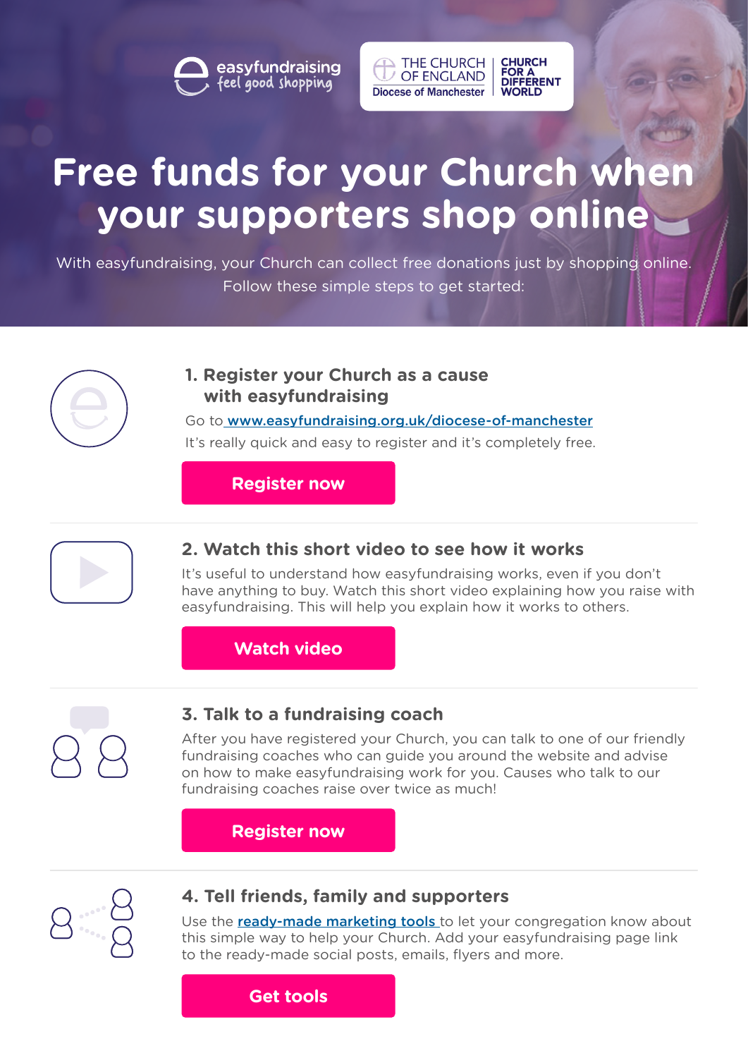easyfundraising feel good shopping

THE CHURCH OF ENGLAND Diocese of Manchester | CHURCH FOR A DIFFERENT WORLD

# Free funds for your Church when your supporters shop online

With easyfundraising, your Church can collect free donations just by shopping online. Follow these simple steps to get started:

## 1. Register your Church as a cause with easyfundraising

Go to [www.easyfundraising.org.uk/diocese-of-manchester](www.easyfundraising.org.uk/diocese-of-manchester)

It's really quick and easy to register and it's completely free.

**Register now**

## 2. Watch this short video to see how it works

It's useful to understand how easyfundraising works, even if you don't have anything to buy. Watch this short video explaining how you raise with easyfundraising. This will help you explain how it works to others.

**Watch video**

## 3. Talk to a fundraising coach

After you have registered your Church, you can talk to one of our friendly fundraising coaches who can guide you around the website and advise on how to make easyfundraising work for you. Causes who talk to our fundraising coaches raise over twice as much!

**Register now**

## 4. Tell friends, family and supporters

Use the ready-made marketing tools to let your congregation know about this simple way to help your Church. Add your easyfundraising page link to the ready-made social posts, emails, flyers and more.

**Get tools**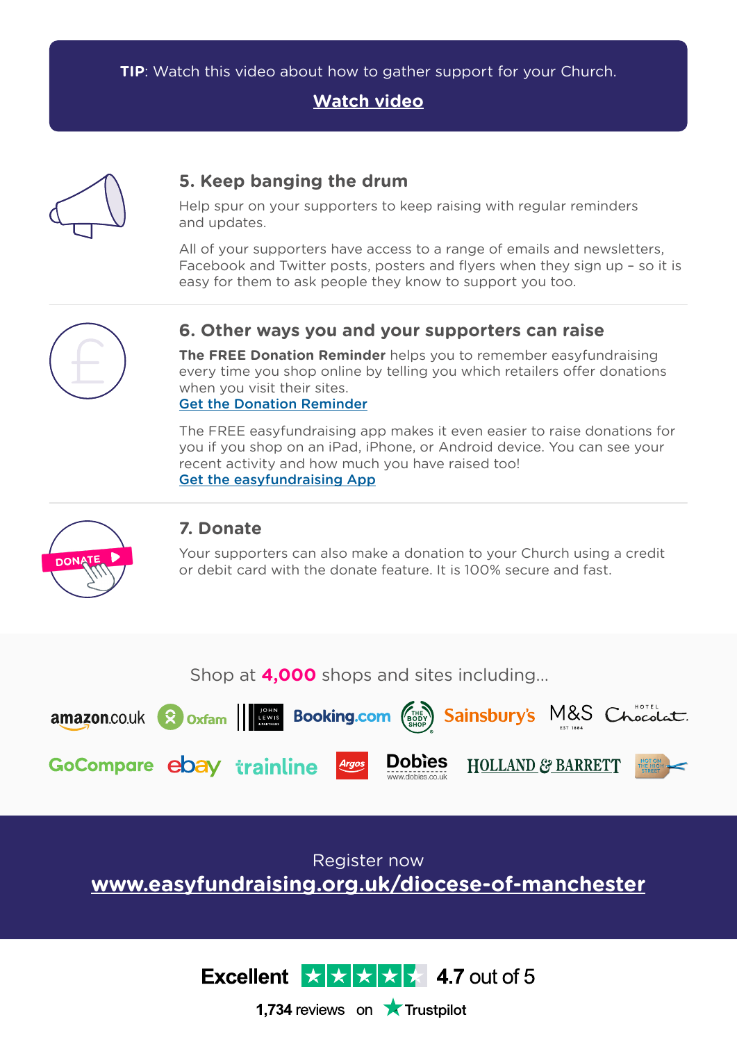**TIP**: Watch this video about how to gather support for your Church.

Watch video

## 5. Keep banging the drum

Help spur on your supporters to keep raising with regular reminders and updates.

All of your supporters have access to a range of emails and newsletters, Facebook and Twitter posts, posters and flyers when they sign up – so it is easy for them to ask people they know to support you too.

## 6. Other ways you and your supporters can raise

**The FREE Donation Reminder** helps you to remember easyfundraising every time you shop online by telling you which retailers offer donations when you visit their sites.
Get the Donation Reminder

The FREE easyfundraising app makes it even easier to raise donations for you if you shop on an iPad, iPhone, or Android device. You can see your recent activity and how much you have raised too!
Get the easyfundraising App

## 7. Donate

Your supporters can also make a donation to your Church using a credit or debit card with the donate feature. It is 100% secure and fast.

Shop at **4,000** shops and sites including...

amazon.co.uk Oxfam John Lewis & Partners Booking.com The Body Shop Sainsbury's M&S Hotel Chocolat GoCompare ebay trainline Argos Dobies Holland & Barrett Not On The High Street

Register now
www.easyfundraising.org.uk/diocese-of-manchester

**Excellent** 4.7 out of 5
1,734 reviews on Trustpilot